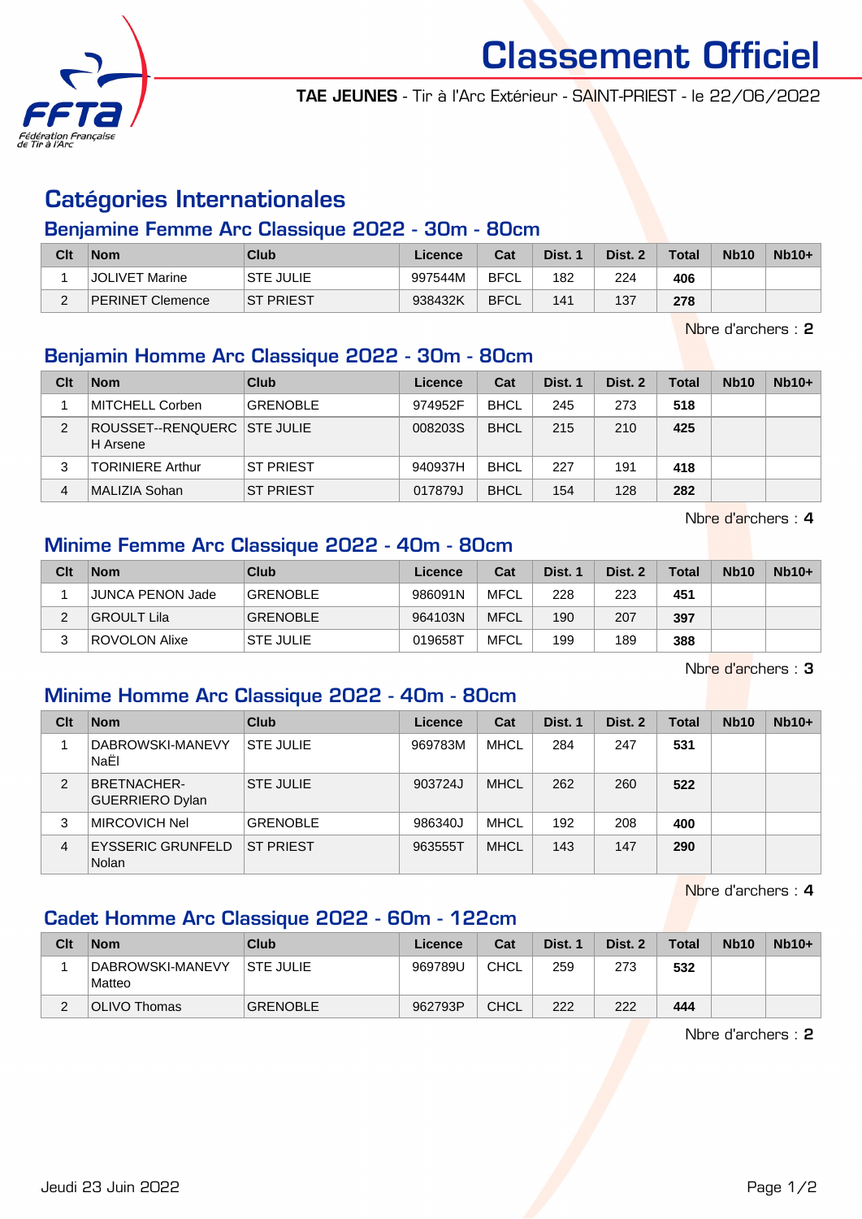# Classement Officiel

**TAE JEUNES** - Tir à l'Arc Extérieur - SAINT-PRIEST - le 22/06/2022

## Catégories Internationales

### Benjamine Femme Arc Classique 2022 - 30m - 80cm

| Clt | Nom | Club | Licence | Cat | Dist. 1 | Dist. 2 | Total | Nb10 | Nb10+ |
|---|---|---|---|---|---|---|---|---|---|
| 1 | JOLIVET Marine | STE JULIE | 997544M | BFCL | 182 | 224 | **406** | | |
| 2 | PERINET Clemence | ST PRIEST | 938432K | BFCL | 141 | 137 | **278** | | |

Nbre d'archers : **2**

### Benjamin Homme Arc Classique 2022 - 30m - 80cm

| Clt | Nom | Club | Licence | Cat | Dist. 1 | Dist. 2 | Total | Nb10 | Nb10+ |
|---|---|---|---|---|---|---|---|---|---|
| 1 | MITCHELL Corben | GRENOBLE | 974952F | BHCL | 245 | 273 | **518** | | |
| 2 | ROUSSET--RENQUERCH Arsene | STE JULIE | 008203S | BHCL | 215 | 210 | **425** | | |
| 3 | TORINIERE Arthur | ST PRIEST | 940937H | BHCL | 227 | 191 | **418** | | |
| 4 | MALIZIA Sohan | ST PRIEST | 017879J | BHCL | 154 | 128 | **282** | | |

Nbre d'archers : **4**

### Minime Femme Arc Classique 2022 - 40m - 80cm

| Clt | Nom | Club | Licence | Cat | Dist. 1 | Dist. 2 | Total | Nb10 | Nb10+ |
|---|---|---|---|---|---|---|---|---|---|
| 1 | JUNCA PENON Jade | GRENOBLE | 986091N | MFCL | 228 | 223 | **451** | | |
| 2 | GROULT Lila | GRENOBLE | 964103N | MFCL | 190 | 207 | **397** | | |
| 3 | ROVOLON Alixe | STE JULIE | 019658T | MFCL | 199 | 189 | **388** | | |

Nbre d'archers : **3**

### Minime Homme Arc Classique 2022 - 40m - 80cm

| Clt | Nom | Club | Licence | Cat | Dist. 1 | Dist. 2 | Total | Nb10 | Nb10+ |
|---|---|---|---|---|---|---|---|---|---|
| 1 | DABROWSKI-MANEVY NaËl | STE JULIE | 969783M | MHCL | 284 | 247 | **531** | | |
| 2 | BRETNACHER-GUERRIERO Dylan | STE JULIE | 903724J | MHCL | 262 | 260 | **522** | | |
| 3 | MIRCOVICH Nel | GRENOBLE | 986340J | MHCL | 192 | 208 | **400** | | |
| 4 | EYSSERIC GRUNFELD Nolan | ST PRIEST | 963555T | MHCL | 143 | 147 | **290** | | |

Nbre d'archers : **4**

### Cadet Homme Arc Classique 2022 - 60m - 122cm

| Clt | Nom | Club | Licence | Cat | Dist. 1 | Dist. 2 | Total | Nb10 | Nb10+ |
|---|---|---|---|---|---|---|---|---|---|
| 1 | DABROWSKI-MANEVY Matteo | STE JULIE | 969789U | CHCL | 259 | 273 | **532** | | |
| 2 | OLIVO Thomas | GRENOBLE | 962793P | CHCL | 222 | 222 | **444** | | |

Nbre d'archers : **2**

Jeudi 23 Juin 2022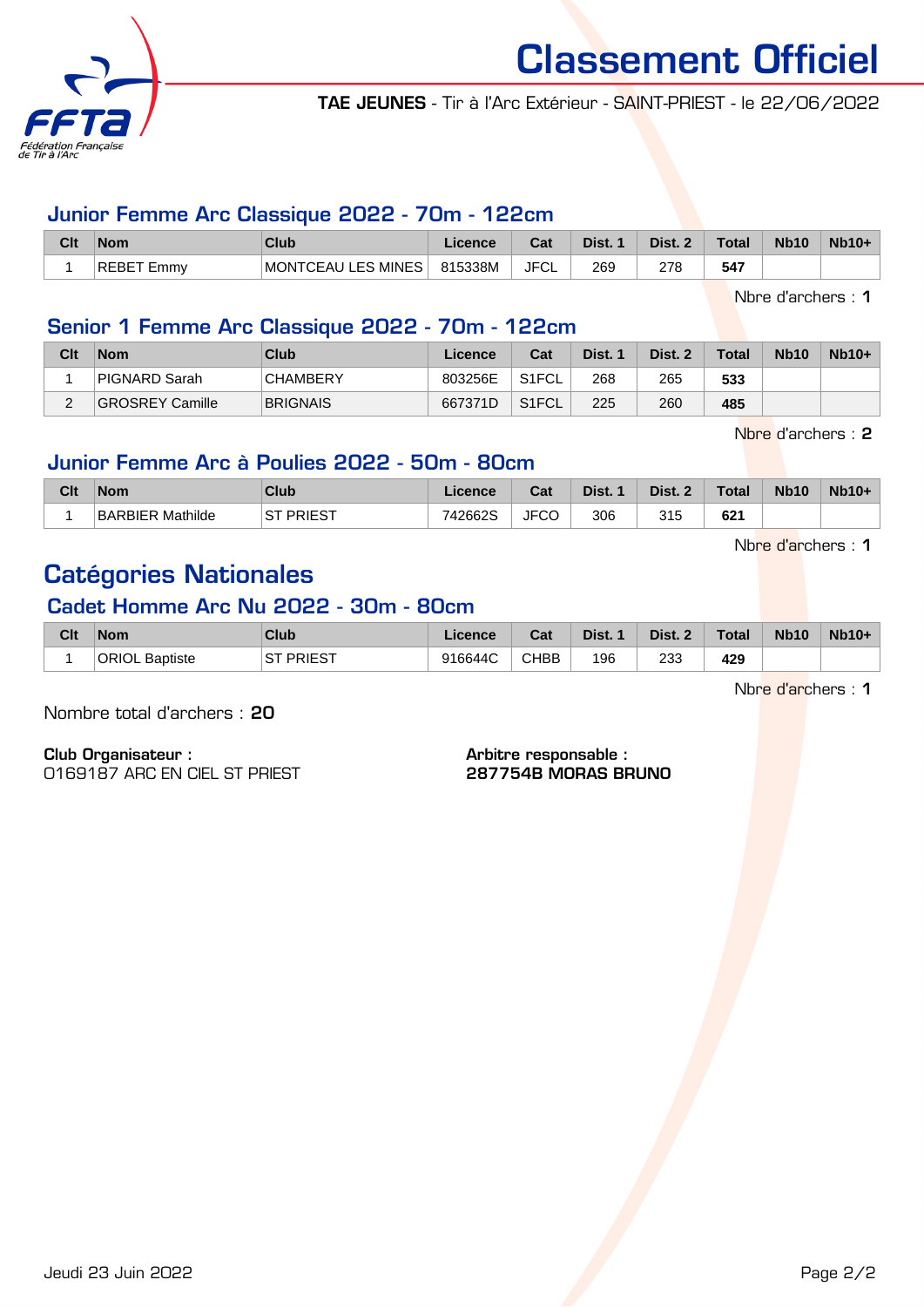# Classement Officiel

**TAE JEUNES** - Tir à l'Arc Extérieur - SAINT-PRIEST - le 22/06/2022

### Junior Femme Arc Classique 2022 - 70m - 122cm

| Clt | Nom | Club | Licence | Cat | Dist. 1 | Dist. 2 | Total | Nb10 | Nb10+ |
|---|---|---|---|---|---|---|---|---|---|
| 1 | REBET Emmy | MONTCEAU LES MINES | 815338M | JFCL | 269 | 278 | **547** | | |

Nbre d'archers : **1**

### Senior 1 Femme Arc Classique 2022 - 70m - 122cm

| Clt | Nom | Club | Licence | Cat | Dist. 1 | Dist. 2 | Total | Nb10 | Nb10+ |
|---|---|---|---|---|---|---|---|---|---|
| 1 | PIGNARD Sarah | CHAMBERY | 803256E | S1FCL | 268 | 265 | **533** | | |
| 2 | GROSREY Camille | BRIGNAIS | 667371D | S1FCL | 225 | 260 | **485** | | |

Nbre d'archers : **2**

### Junior Femme Arc à Poulies 2022 - 50m - 80cm

| Clt | Nom | Club | Licence | Cat | Dist. 1 | Dist. 2 | Total | Nb10 | Nb10+ |
|---|---|---|---|---|---|---|---|---|---|
| 1 | BARBIER Mathilde | ST PRIEST | 742662S | JFCO | 306 | 315 | **621** | | |

Nbre d'archers : **1**

## Catégories Nationales

### Cadet Homme Arc Nu 2022 - 30m - 80cm

| Clt | Nom | Club | Licence | Cat | Dist. 1 | Dist. 2 | Total | Nb10 | Nb10+ |
|---|---|---|---|---|---|---|---|---|---|
| 1 | ORIOL Baptiste | ST PRIEST | 916644C | CHBB | 196 | 233 | **429** | | |

Nbre d'archers : **1**

Nombre total d'archers : **20**

**Club Organisateur :**
0169187 ARC EN CIEL ST PRIEST

**Arbitre responsable :**
**287754B MORAS BRUNO**

Jeudi 23 Juin 2022